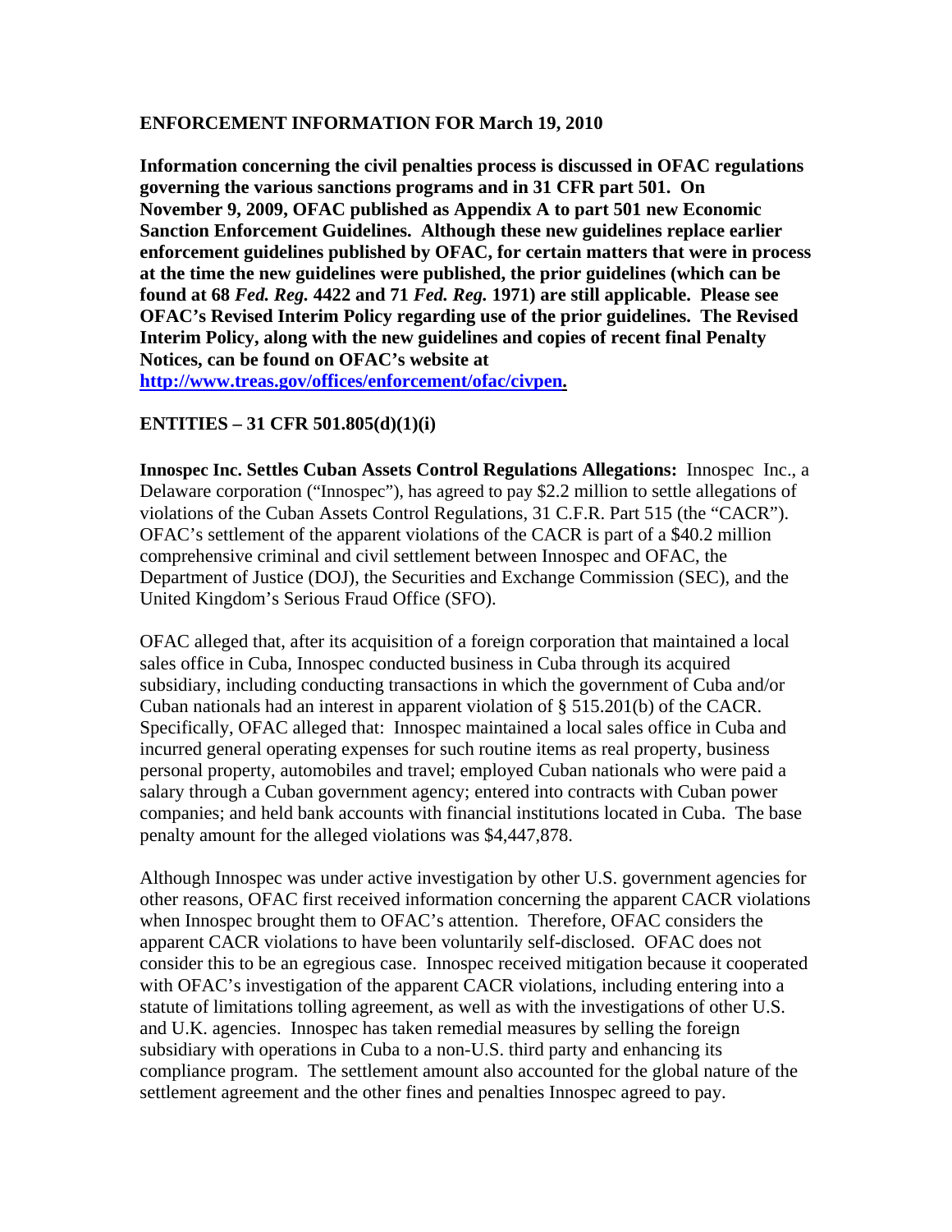**ENFORCEMENT INFORMATION FOR March 19, 2010**

**Information concerning the civil penalties process is discussed in OFAC regulations governing the various sanctions programs and in 31 CFR part 501. On November 9, 2009, OFAC published as Appendix A to part 501 new Economic Sanction Enforcement Guidelines. Although these new guidelines replace earlier enforcement guidelines published by OFAC, for certain matters that were in process at the time the new guidelines were published, the prior guidelines (which can be found at 68 *Fed. Reg.* 4422 and 71 *Fed. Reg.* 1971) are still applicable. Please see OFAC's Revised Interim Policy regarding use of the prior guidelines. The Revised Interim Policy, along with the new guidelines and copies of recent final Penalty Notices, can be found on OFAC's website at [http://www.treas.gov/offices/enforcement/ofac/civpen](http://www.treas.gov/offices/enforcement/ofac/civpen).**

**ENTITIES – 31 CFR 501.805(d)(1)(i)**

**Innospec Inc. Settles Cuban Assets Control Regulations Allegations:** Innospec Inc., a Delaware corporation ("Innospec"), has agreed to pay $2.2 million to settle allegations of violations of the Cuban Assets Control Regulations, 31 C.F.R. Part 515 (the "CACR"). OFAC's settlement of the apparent violations of the CACR is part of a $40.2 million comprehensive criminal and civil settlement between Innospec and OFAC, the Department of Justice (DOJ), the Securities and Exchange Commission (SEC), and the United Kingdom's Serious Fraud Office (SFO).

OFAC alleged that, after its acquisition of a foreign corporation that maintained a local sales office in Cuba, Innospec conducted business in Cuba through its acquired subsidiary, including conducting transactions in which the government of Cuba and/or Cuban nationals had an interest in apparent violation of § 515.201(b) of the CACR. Specifically, OFAC alleged that: Innospec maintained a local sales office in Cuba and incurred general operating expenses for such routine items as real property, business personal property, automobiles and travel; employed Cuban nationals who were paid a salary through a Cuban government agency; entered into contracts with Cuban power companies; and held bank accounts with financial institutions located in Cuba. The base penalty amount for the alleged violations was $4,447,878.

Although Innospec was under active investigation by other U.S. government agencies for other reasons, OFAC first received information concerning the apparent CACR violations when Innospec brought them to OFAC's attention. Therefore, OFAC considers the apparent CACR violations to have been voluntarily self-disclosed. OFAC does not consider this to be an egregious case. Innospec received mitigation because it cooperated with OFAC's investigation of the apparent CACR violations, including entering into a statute of limitations tolling agreement, as well as with the investigations of other U.S. and U.K. agencies. Innospec has taken remedial measures by selling the foreign subsidiary with operations in Cuba to a non-U.S. third party and enhancing its compliance program. The settlement amount also accounted for the global nature of the settlement agreement and the other fines and penalties Innospec agreed to pay.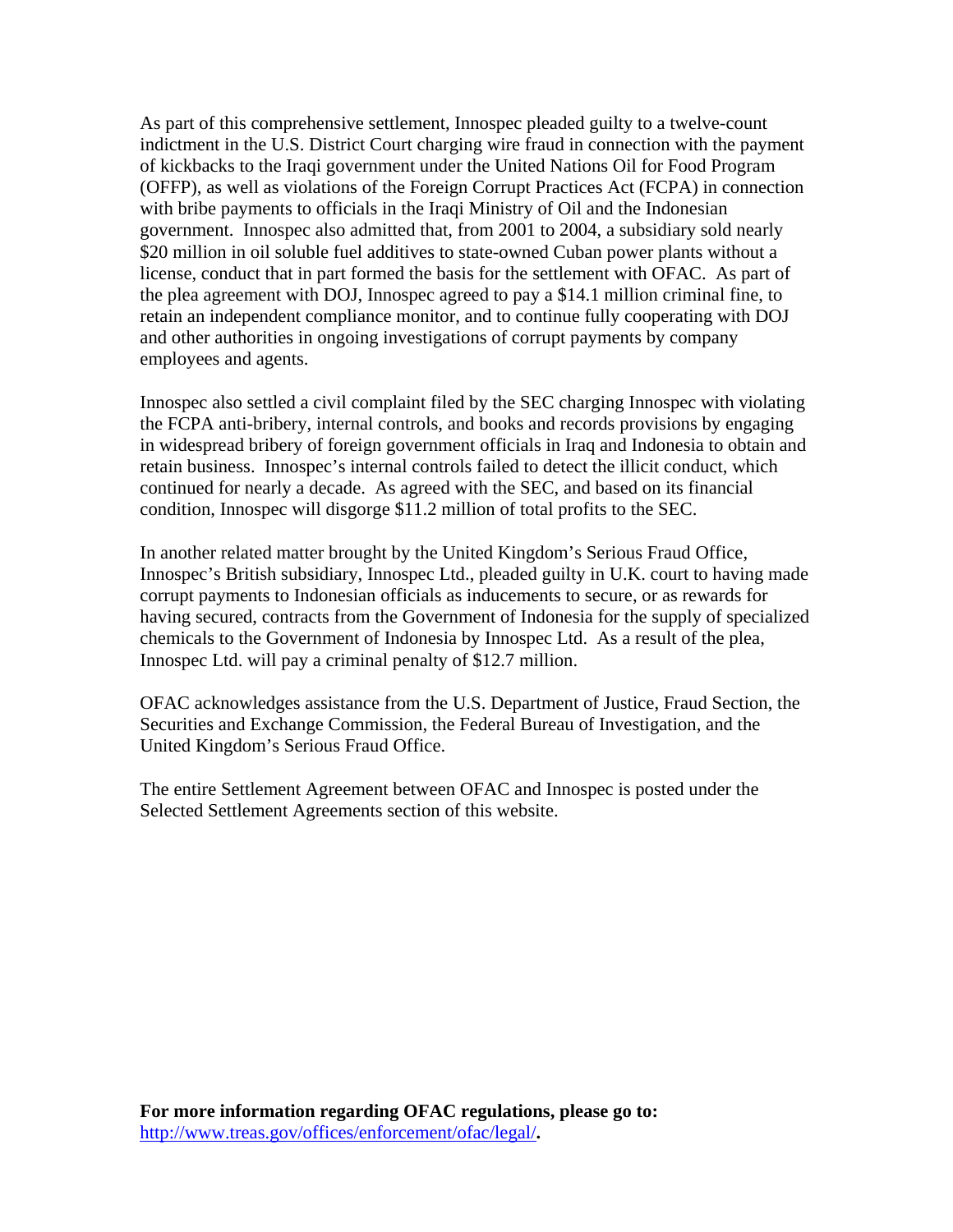As part of this comprehensive settlement, Innospec pleaded guilty to a twelve-count indictment in the U.S. District Court charging wire fraud in connection with the payment of kickbacks to the Iraqi government under the United Nations Oil for Food Program (OFFP), as well as violations of the Foreign Corrupt Practices Act (FCPA) in connection with bribe payments to officials in the Iraqi Ministry of Oil and the Indonesian government. Innospec also admitted that, from 2001 to 2004, a subsidiary sold nearly $20 million in oil soluble fuel additives to state-owned Cuban power plants without a license, conduct that in part formed the basis for the settlement with OFAC. As part of the plea agreement with DOJ, Innospec agreed to pay a $14.1 million criminal fine, to retain an independent compliance monitor, and to continue fully cooperating with DOJ and other authorities in ongoing investigations of corrupt payments by company employees and agents.

Innospec also settled a civil complaint filed by the SEC charging Innospec with violating the FCPA anti-bribery, internal controls, and books and records provisions by engaging in widespread bribery of foreign government officials in Iraq and Indonesia to obtain and retain business. Innospec's internal controls failed to detect the illicit conduct, which continued for nearly a decade. As agreed with the SEC, and based on its financial condition, Innospec will disgorge $11.2 million of total profits to the SEC.

In another related matter brought by the United Kingdom's Serious Fraud Office, Innospec's British subsidiary, Innospec Ltd., pleaded guilty in U.K. court to having made corrupt payments to Indonesian officials as inducements to secure, or as rewards for having secured, contracts from the Government of Indonesia for the supply of specialized chemicals to the Government of Indonesia by Innospec Ltd. As a result of the plea, Innospec Ltd. will pay a criminal penalty of $12.7 million.

OFAC acknowledges assistance from the U.S. Department of Justice, Fraud Section, the Securities and Exchange Commission, the Federal Bureau of Investigation, and the United Kingdom's Serious Fraud Office.

The entire Settlement Agreement between OFAC and Innospec is posted under the Selected Settlement Agreements section of this website.

**For more information regarding OFAC regulations, please go to:**
http://www.treas.gov/offices/enforcement/ofac/legal/**.**